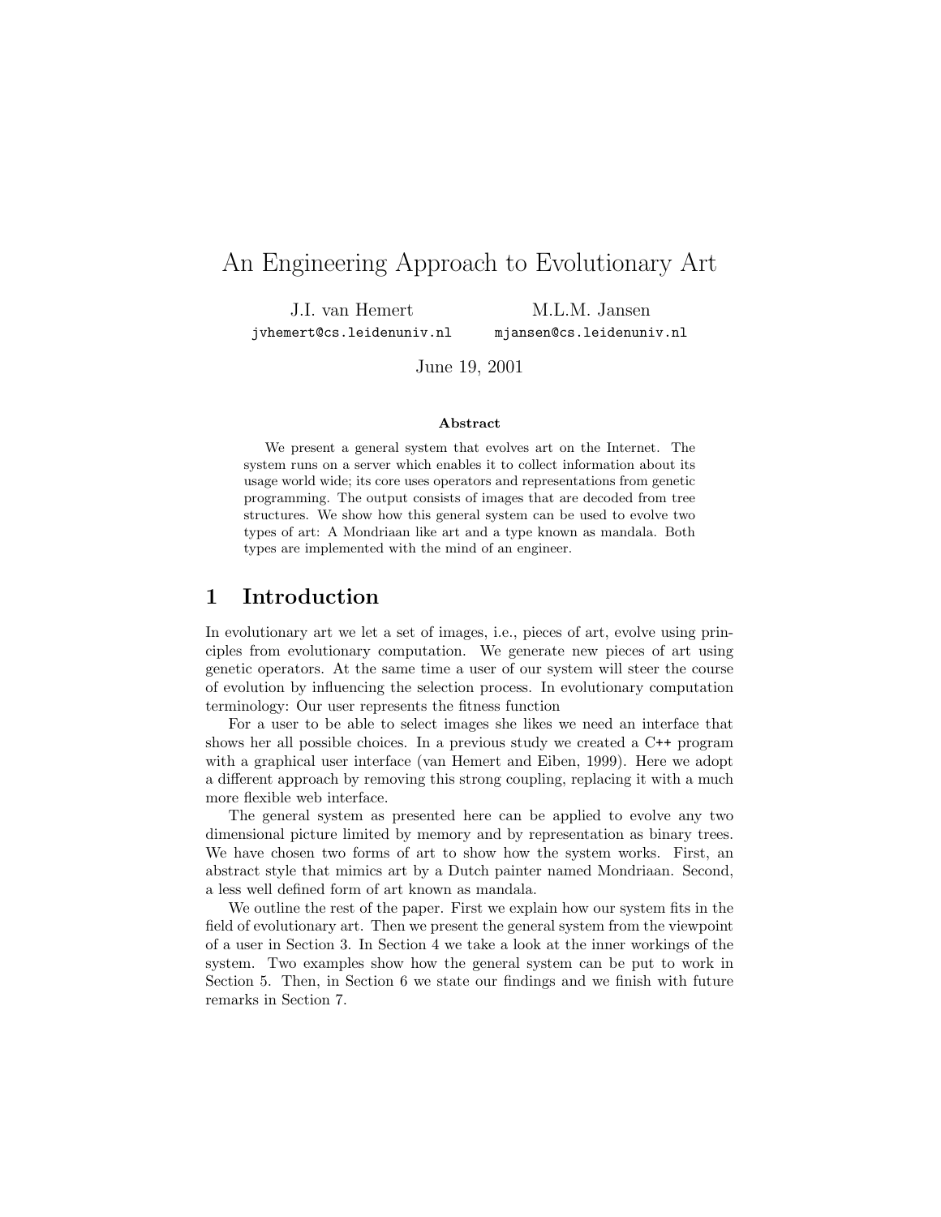# An Engineering Approach to Evolutionary Art

J.I. van Hemert
jvhemert@cs.leidenuniv.nl

M.L.M. Jansen
mjansen@cs.leidenuniv.nl

June 19, 2001

### Abstract

We present a general system that evolves art on the Internet. The system runs on a server which enables it to collect information about its usage world wide; its core uses operators and representations from genetic programming. The output consists of images that are decoded from tree structures. We show how this general system can be used to evolve two types of art: A Mondriaan like art and a type known as mandala. Both types are implemented with the mind of an engineer.

## 1 Introduction

In evolutionary art we let a set of images, i.e., pieces of art, evolve using principles from evolutionary computation. We generate new pieces of art using genetic operators. At the same time a user of our system will steer the course of evolution by influencing the selection process. In evolutionary computation terminology: Our user represents the fitness function

For a user to be able to select images she likes we need an interface that shows her all possible choices. In a previous study we created a C++ program with a graphical user interface (van Hemert and Eiben, 1999). Here we adopt a different approach by removing this strong coupling, replacing it with a much more flexible web interface.

The general system as presented here can be applied to evolve any two dimensional picture limited by memory and by representation as binary trees. We have chosen two forms of art to show how the system works. First, an abstract style that mimics art by a Dutch painter named Mondriaan. Second, a less well defined form of art known as mandala.

We outline the rest of the paper. First we explain how our system fits in the field of evolutionary art. Then we present the general system from the viewpoint of a user in Section 3. In Section 4 we take a look at the inner workings of the system. Two examples show how the general system can be put to work in Section 5. Then, in Section 6 we state our findings and we finish with future remarks in Section 7.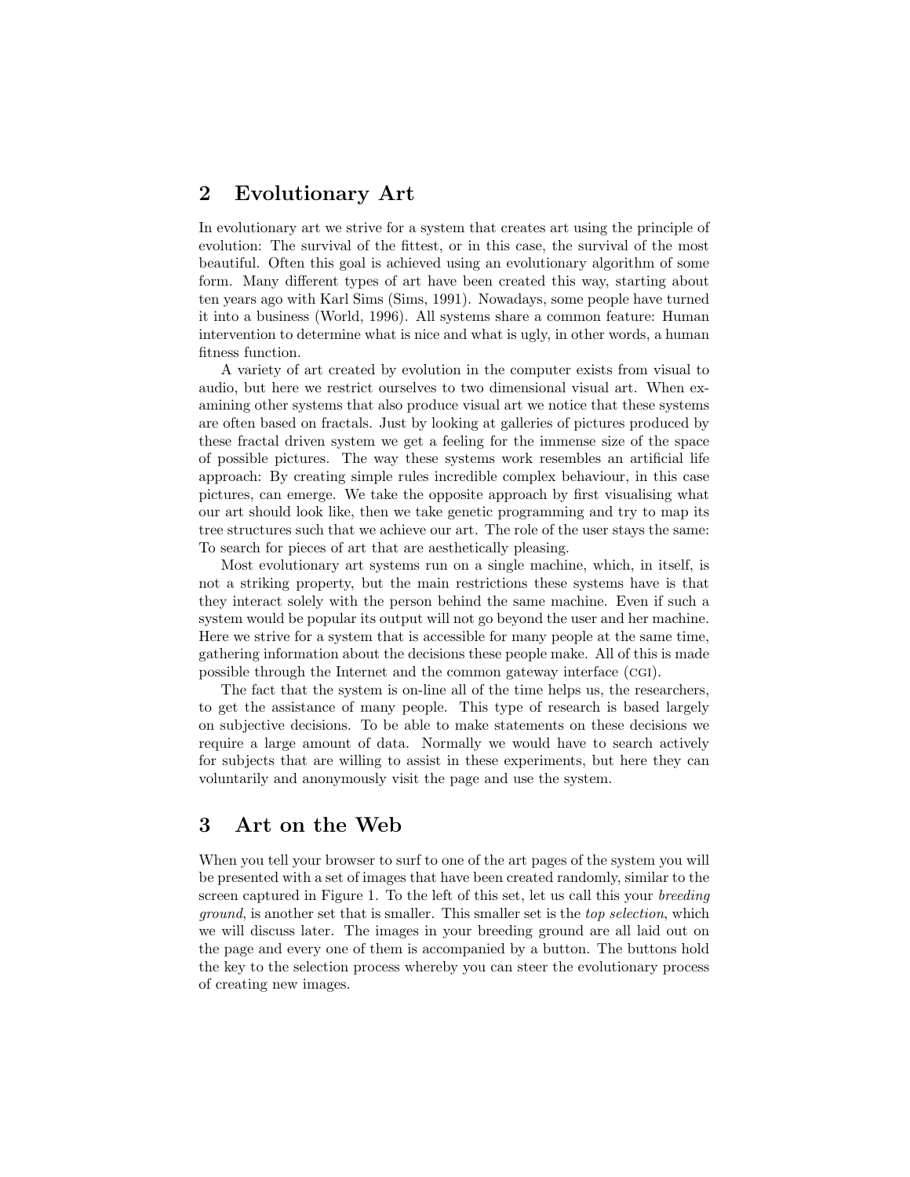## 2 Evolutionary Art

In evolutionary art we strive for a system that creates art using the principle of evolution: The survival of the fittest, or in this case, the survival of the most beautiful. Often this goal is achieved using an evolutionary algorithm of some form. Many different types of art have been created this way, starting about ten years ago with Karl Sims (Sims, 1991). Nowadays, some people have turned it into a business (World, 1996). All systems share a common feature: Human intervention to determine what is nice and what is ugly, in other words, a human fitness function.

A variety of art created by evolution in the computer exists from visual to audio, but here we restrict ourselves to two dimensional visual art. When examining other systems that also produce visual art we notice that these systems are often based on fractals. Just by looking at galleries of pictures produced by these fractal driven system we get a feeling for the immense size of the space of possible pictures. The way these systems work resembles an artificial life approach: By creating simple rules incredible complex behaviour, in this case pictures, can emerge. We take the opposite approach by first visualising what our art should look like, then we take genetic programming and try to map its tree structures such that we achieve our art. The role of the user stays the same: To search for pieces of art that are aesthetically pleasing.

Most evolutionary art systems run on a single machine, which, in itself, is not a striking property, but the main restrictions these systems have is that they interact solely with the person behind the same machine. Even if such a system would be popular its output will not go beyond the user and her machine. Here we strive for a system that is accessible for many people at the same time, gathering information about the decisions these people make. All of this is made possible through the Internet and the common gateway interface (CGI).

The fact that the system is on-line all of the time helps us, the researchers, to get the assistance of many people. This type of research is based largely on subjective decisions. To be able to make statements on these decisions we require a large amount of data. Normally we would have to search actively for subjects that are willing to assist in these experiments, but here they can voluntarily and anonymously visit the page and use the system.

## 3 Art on the Web

When you tell your browser to surf to one of the art pages of the system you will be presented with a set of images that have been created randomly, similar to the screen captured in Figure 1. To the left of this set, let us call this your *breeding ground*, is another set that is smaller. This smaller set is the *top selection*, which we will discuss later. The images in your breeding ground are all laid out on the page and every one of them is accompanied by a button. The buttons hold the key to the selection process whereby you can steer the evolutionary process of creating new images.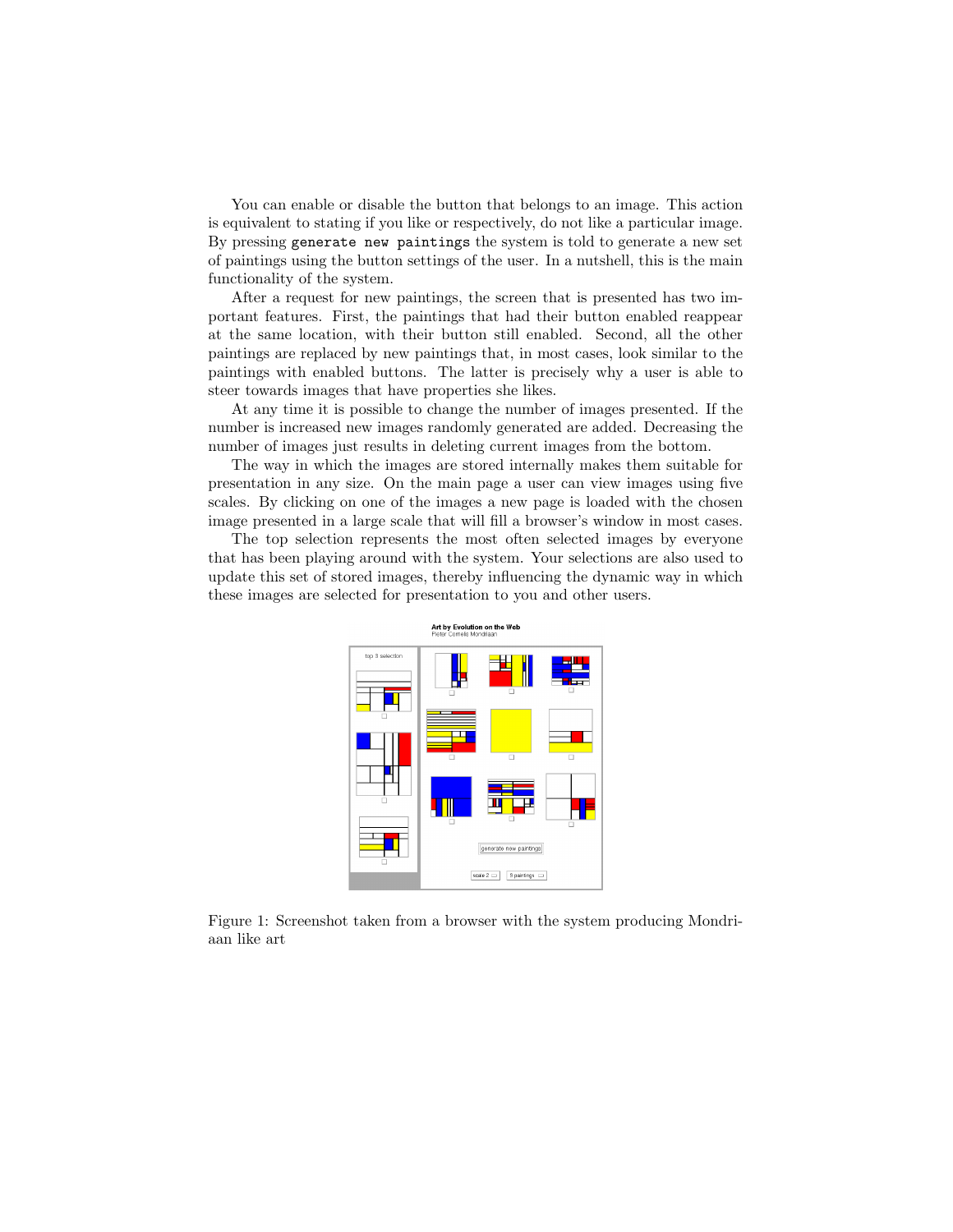You can enable or disable the button that belongs to an image. This action is equivalent to stating if you like or respectively, do not like a particular image. By pressing `generate new paintings` the system is told to generate a new set of paintings using the button settings of the user. In a nutshell, this is the main functionality of the system.

After a request for new paintings, the screen that is presented has two important features. First, the paintings that had their button enabled reappear at the same location, with their button still enabled. Second, all the other paintings are replaced by new paintings that, in most cases, look similar to the paintings with enabled buttons. The latter is precisely why a user is able to steer towards images that have properties she likes.

At any time it is possible to change the number of images presented. If the number is increased new images randomly generated are added. Decreasing the number of images just results in deleting current images from the bottom.

The way in which the images are stored internally makes them suitable for presentation in any size. On the main page a user can view images using five scales. By clicking on one of the images a new page is loaded with the chosen image presented in a large scale that will fill a browser's window in most cases.

The top selection represents the most often selected images by everyone that has been playing around with the system. Your selections are also used to update this set of stored images, thereby influencing the dynamic way in which these images are selected for presentation to you and other users.

Figure 1: Screenshot taken from a browser with the system producing Mondriaan like art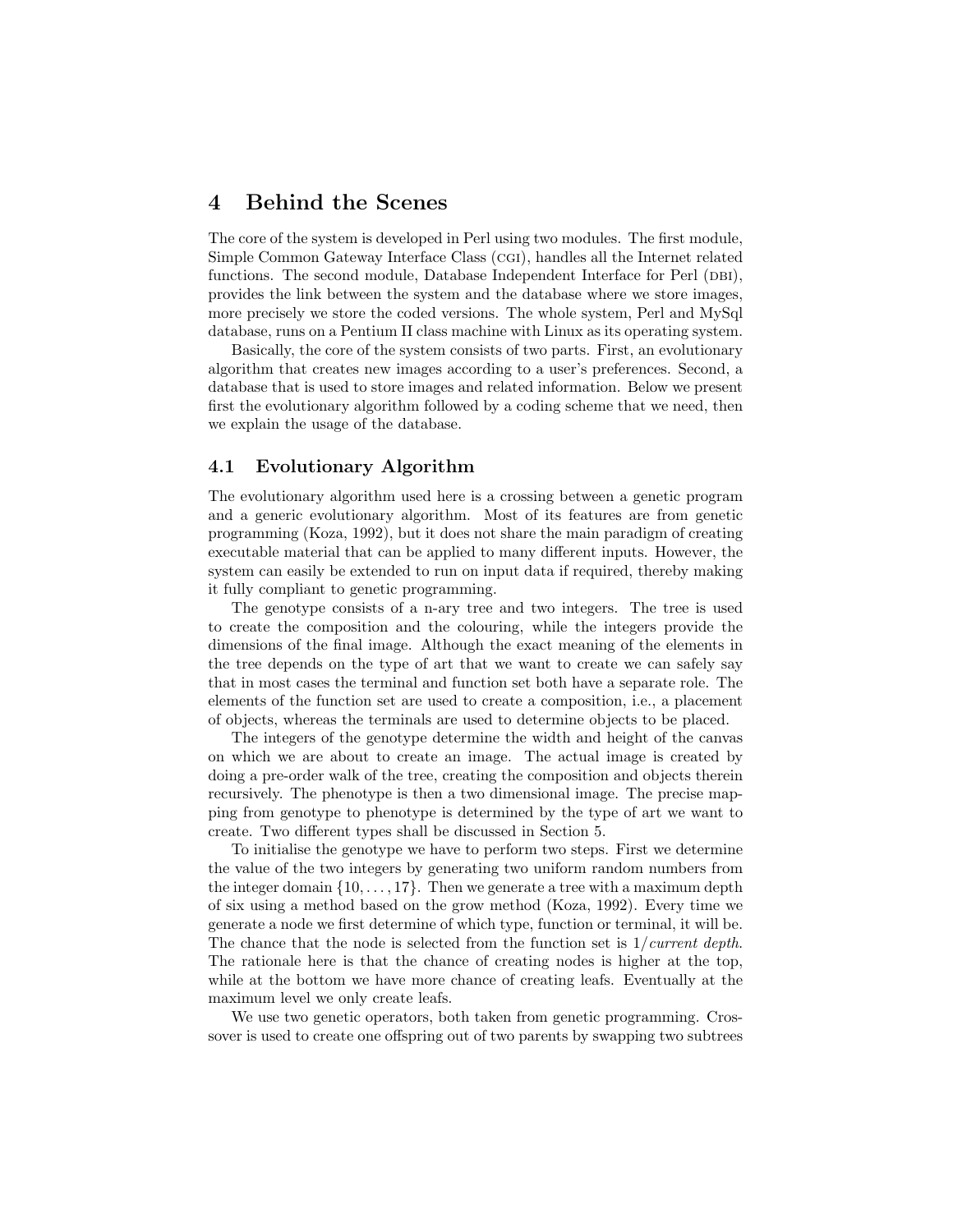## 4 Behind the Scenes

The core of the system is developed in Perl using two modules. The first module, Simple Common Gateway Interface Class (CGI), handles all the Internet related functions. The second module, Database Independent Interface for Perl (DBI), provides the link between the system and the database where we store images, more precisely we store the coded versions. The whole system, Perl and MySql database, runs on a Pentium II class machine with Linux as its operating system.

Basically, the core of the system consists of two parts. First, an evolutionary algorithm that creates new images according to a user's preferences. Second, a database that is used to store images and related information. Below we present first the evolutionary algorithm followed by a coding scheme that we need, then we explain the usage of the database.

### 4.1 Evolutionary Algorithm

The evolutionary algorithm used here is a crossing between a genetic program and a generic evolutionary algorithm. Most of its features are from genetic programming (Koza, 1992), but it does not share the main paradigm of creating executable material that can be applied to many different inputs. However, the system can easily be extended to run on input data if required, thereby making it fully compliant to genetic programming.

The genotype consists of a n-ary tree and two integers. The tree is used to create the composition and the colouring, while the integers provide the dimensions of the final image. Although the exact meaning of the elements in the tree depends on the type of art that we want to create we can safely say that in most cases the terminal and function set both have a separate role. The elements of the function set are used to create a composition, i.e., a placement of objects, whereas the terminals are used to determine objects to be placed.

The integers of the genotype determine the width and height of the canvas on which we are about to create an image. The actual image is created by doing a pre-order walk of the tree, creating the composition and objects therein recursively. The phenotype is then a two dimensional image. The precise mapping from genotype to phenotype is determined by the type of art we want to create. Two different types shall be discussed in Section 5.

To initialise the genotype we have to perform two steps. First we determine the value of the two integers by generating two uniform random numbers from the integer domain $\{10, \ldots, 17\}$. Then we generate a tree with a maximum depth of six using a method based on the grow method (Koza, 1992). Every time we generate a node we first determine of which type, function or terminal, it will be. The chance that the node is selected from the function set is $1/\textit{current depth}$. The rationale here is that the chance of creating nodes is higher at the top, while at the bottom we have more chance of creating leafs. Eventually at the maximum level we only create leafs.

We use two genetic operators, both taken from genetic programming. Crossover is used to create one offspring out of two parents by swapping two subtrees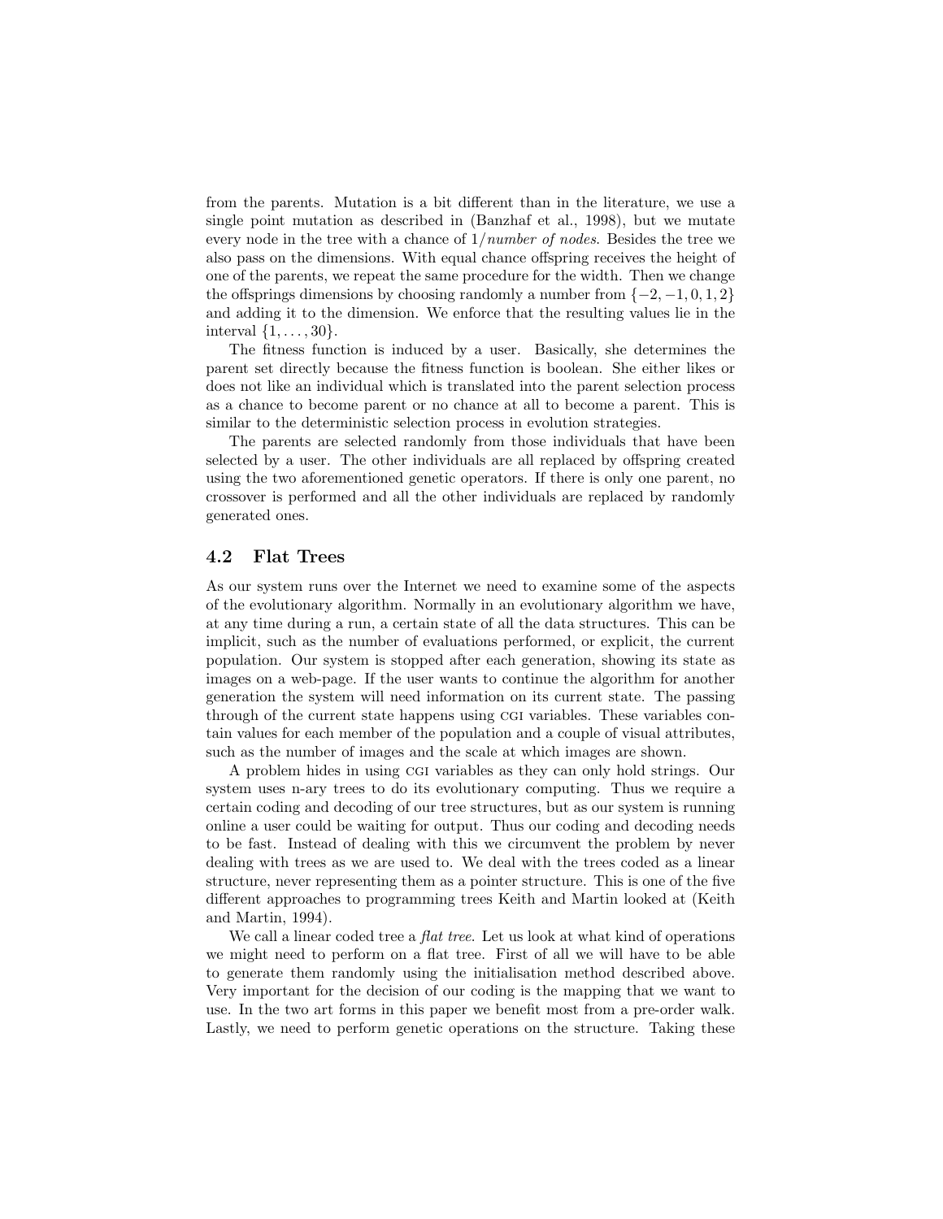from the parents. Mutation is a bit different than in the literature, we use a single point mutation as described in (Banzhaf et al., 1998), but we mutate every node in the tree with a chance of $1/\textit{number of nodes}$. Besides the tree we also pass on the dimensions. With equal chance offspring receives the height of one of the parents, we repeat the same procedure for the width. Then we change the offsprings dimensions by choosing randomly a number from $\{-2, -1, 0, 1, 2\}$ and adding it to the dimension. We enforce that the resulting values lie in the interval $\{1, \ldots, 30\}$.

The fitness function is induced by a user. Basically, she determines the parent set directly because the fitness function is boolean. She either likes or does not like an individual which is translated into the parent selection process as a chance to become parent or no chance at all to become a parent. This is similar to the deterministic selection process in evolution strategies.

The parents are selected randomly from those individuals that have been selected by a user. The other individuals are all replaced by offspring created using the two aforementioned genetic operators. If there is only one parent, no crossover is performed and all the other individuals are replaced by randomly generated ones.

### 4.2 Flat Trees

As our system runs over the Internet we need to examine some of the aspects of the evolutionary algorithm. Normally in an evolutionary algorithm we have, at any time during a run, a certain state of all the data structures. This can be implicit, such as the number of evaluations performed, or explicit, the current population. Our system is stopped after each generation, showing its state as images on a web-page. If the user wants to continue the algorithm for another generation the system will need information on its current state. The passing through of the current state happens using CGI variables. These variables contain values for each member of the population and a couple of visual attributes, such as the number of images and the scale at which images are shown.

A problem hides in using CGI variables as they can only hold strings. Our system uses n-ary trees to do its evolutionary computing. Thus we require a certain coding and decoding of our tree structures, but as our system is running online a user could be waiting for output. Thus our coding and decoding needs to be fast. Instead of dealing with this we circumvent the problem by never dealing with trees as we are used to. We deal with the trees coded as a linear structure, never representing them as a pointer structure. This is one of the five different approaches to programming trees Keith and Martin looked at (Keith and Martin, 1994).

We call a linear coded tree a *flat tree*. Let us look at what kind of operations we might need to perform on a flat tree. First of all we will have to be able to generate them randomly using the initialisation method described above. Very important for the decision of our coding is the mapping that we want to use. In the two art forms in this paper we benefit most from a pre-order walk. Lastly, we need to perform genetic operations on the structure. Taking these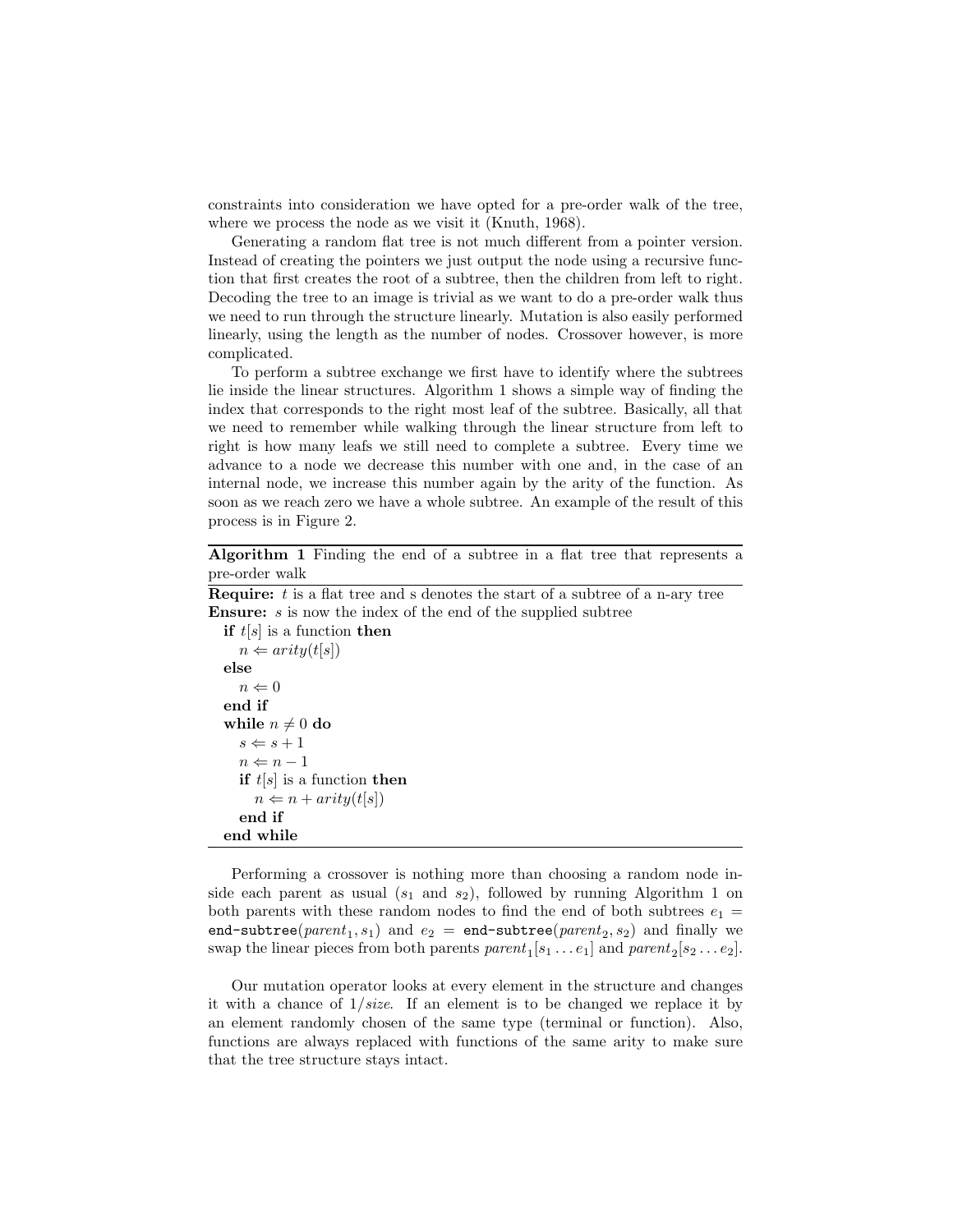constraints into consideration we have opted for a pre-order walk of the tree, where we process the node as we visit it (Knuth, 1968).

Generating a random flat tree is not much different from a pointer version. Instead of creating the pointers we just output the node using a recursive function that first creates the root of a subtree, then the children from left to right. Decoding the tree to an image is trivial as we want to do a pre-order walk thus we need to run through the structure linearly. Mutation is also easily performed linearly, using the length as the number of nodes. Crossover however, is more complicated.

To perform a subtree exchange we first have to identify where the subtrees lie inside the linear structures. Algorithm 1 shows a simple way of finding the index that corresponds to the right most leaf of the subtree. Basically, all that we need to remember while walking through the linear structure from left to right is how many leafs we still need to complete a subtree. Every time we advance to a node we decrease this number with one and, in the case of an internal node, we increase this number again by the arity of the function. As soon as we reach zero we have a whole subtree. An example of the result of this process is in Figure 2.

**Algorithm 1** Finding the end of a subtree in a flat tree that represents a pre-order walk

**Require:** $t$ is a flat tree and s denotes the start of a subtree of a n-ary tree
**Ensure:** $s$ is now the index of the end of the supplied subtree

```
if t[s] is a function then
  n ⇐ arity(t[s])
else
  n ⇐ 0
end if
while n ≠ 0 do
  s ⇐ s + 1
  n ⇐ n − 1
  if t[s] is a function then
    n ⇐ n + arity(t[s])
  end if
end while
```

Performing a crossover is nothing more than choosing a random node inside each parent as usual ($s_1$ and $s_2$), followed by running Algorithm 1 on both parents with these random nodes to find the end of both subtrees $e_1 =$ `end-subtree`$(parent_1, s_1)$ and $e_2 =$ `end-subtree`$(parent_2, s_2)$ and finally we swap the linear pieces from both parents $parent_1[s_1 \ldots e_1]$ and $parent_2[s_2 \ldots e_2]$.

Our mutation operator looks at every element in the structure and changes it with a chance of $1/size$. If an element is to be changed we replace it by an element randomly chosen of the same type (terminal or function). Also, functions are always replaced with functions of the same arity to make sure that the tree structure stays intact.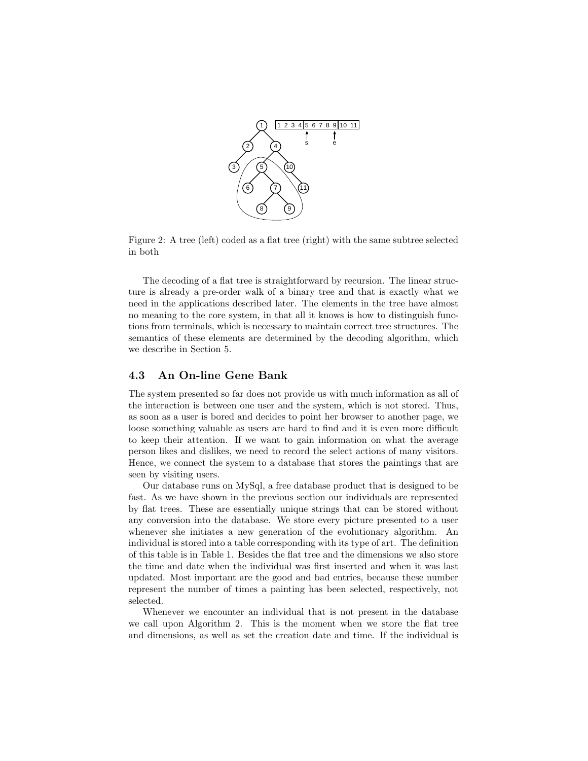Figure 2: A tree (left) coded as a flat tree (right) with the same subtree selected in both

The decoding of a flat tree is straightforward by recursion. The linear structure is already a pre-order walk of a binary tree and that is exactly what we need in the applications described later. The elements in the tree have almost no meaning to the core system, in that all it knows is how to distinguish functions from terminals, which is necessary to maintain correct tree structures. The semantics of these elements are determined by the decoding algorithm, which we describe in Section 5.

### 4.3 An On-line Gene Bank

The system presented so far does not provide us with much information as all of the interaction is between one user and the system, which is not stored. Thus, as soon as a user is bored and decides to point her browser to another page, we loose something valuable as users are hard to find and it is even more difficult to keep their attention. If we want to gain information on what the average person likes and dislikes, we need to record the select actions of many visitors. Hence, we connect the system to a database that stores the paintings that are seen by visiting users.

Our database runs on MySql, a free database product that is designed to be fast. As we have shown in the previous section our individuals are represented by flat trees. These are essentially unique strings that can be stored without any conversion into the database. We store every picture presented to a user whenever she initiates a new generation of the evolutionary algorithm. An individual is stored into a table corresponding with its type of art. The definition of this table is in Table 1. Besides the flat tree and the dimensions we also store the time and date when the individual was first inserted and when it was last updated. Most important are the good and bad entries, because these number represent the number of times a painting has been selected, respectively, not selected.

Whenever we encounter an individual that is not present in the database we call upon Algorithm 2. This is the moment when we store the flat tree and dimensions, as well as set the creation date and time. If the individual is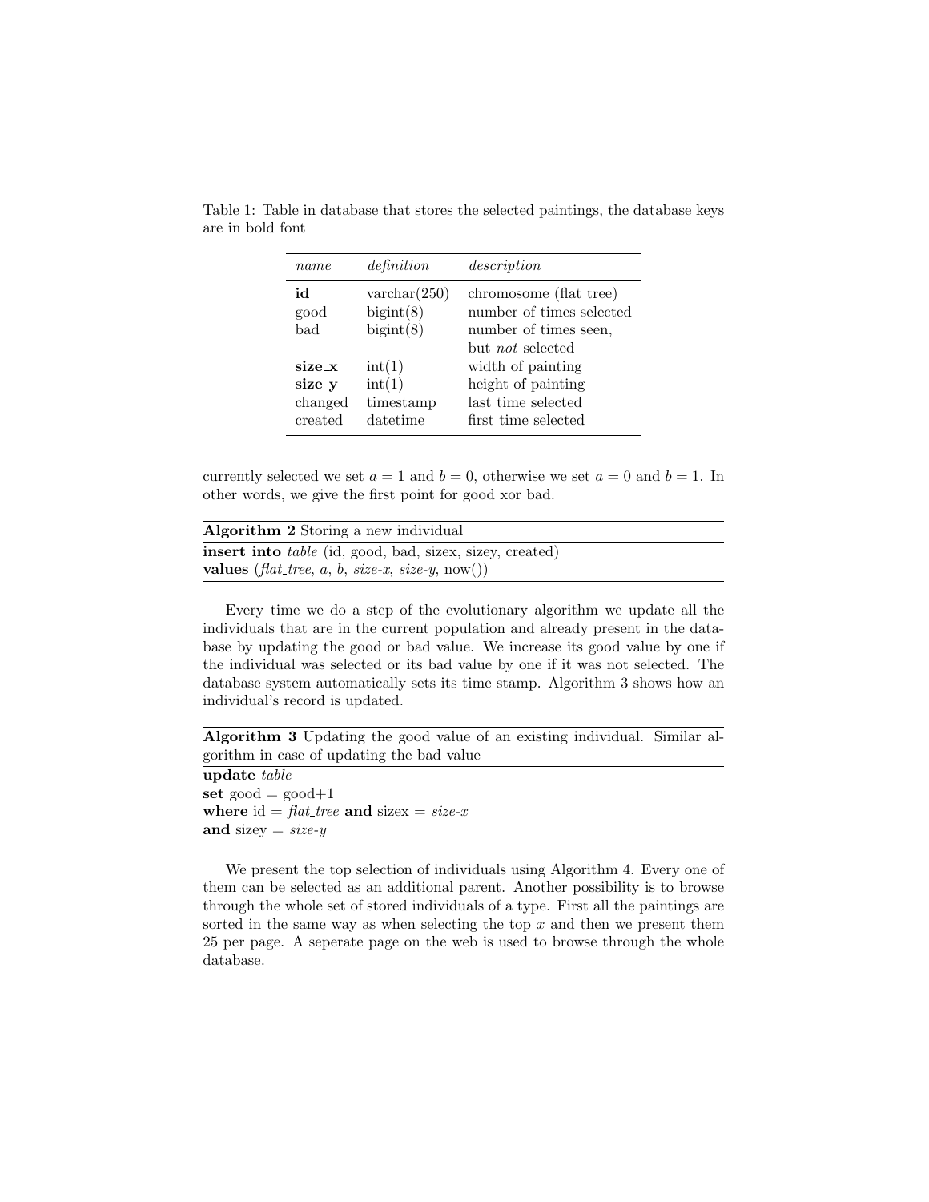Table 1: Table in database that stores the selected paintings, the database keys are in bold font

| *name* | *definition* | *description* |
|---|---|---|
| **id** | varchar(250) | chromosome (flat tree) |
| good | bigint(8) | number of times selected |
| bad | bigint(8) | number of times seen, but *not* selected |
| **size_x** | int(1) | width of painting |
| **size_y** | int(1) | height of painting |
| changed | timestamp | last time selected |
| created | datetime | first time selected |

currently selected we set $a = 1$ and $b = 0$, otherwise we set $a = 0$ and $b = 1$. In other words, we give the first point for good xor bad.

**Algorithm 2** Storing a new individual

```
insert into table (id, good, bad, sizex, sizey, created)
values (flat_tree, a, b, size-x, size-y, now())
```

Every time we do a step of the evolutionary algorithm we update all the individuals that are in the current population and already present in the database by updating the good or bad value. We increase its good value by one if the individual was selected or its bad value by one if it was not selected. The database system automatically sets its time stamp. Algorithm 3 shows how an individual's record is updated.

**Algorithm 3** Updating the good value of an existing individual. Similar algorithm in case of updating the bad value

```
update table
set good = good+1
where id = flat_tree and sizex = size-x
and sizey = size-y
```

We present the top selection of individuals using Algorithm 4. Every one of them can be selected as an additional parent. Another possibility is to browse through the whole set of stored individuals of a type. First all the paintings are sorted in the same way as when selecting the top $x$ and then we present them 25 per page. A seperate page on the web is used to browse through the whole database.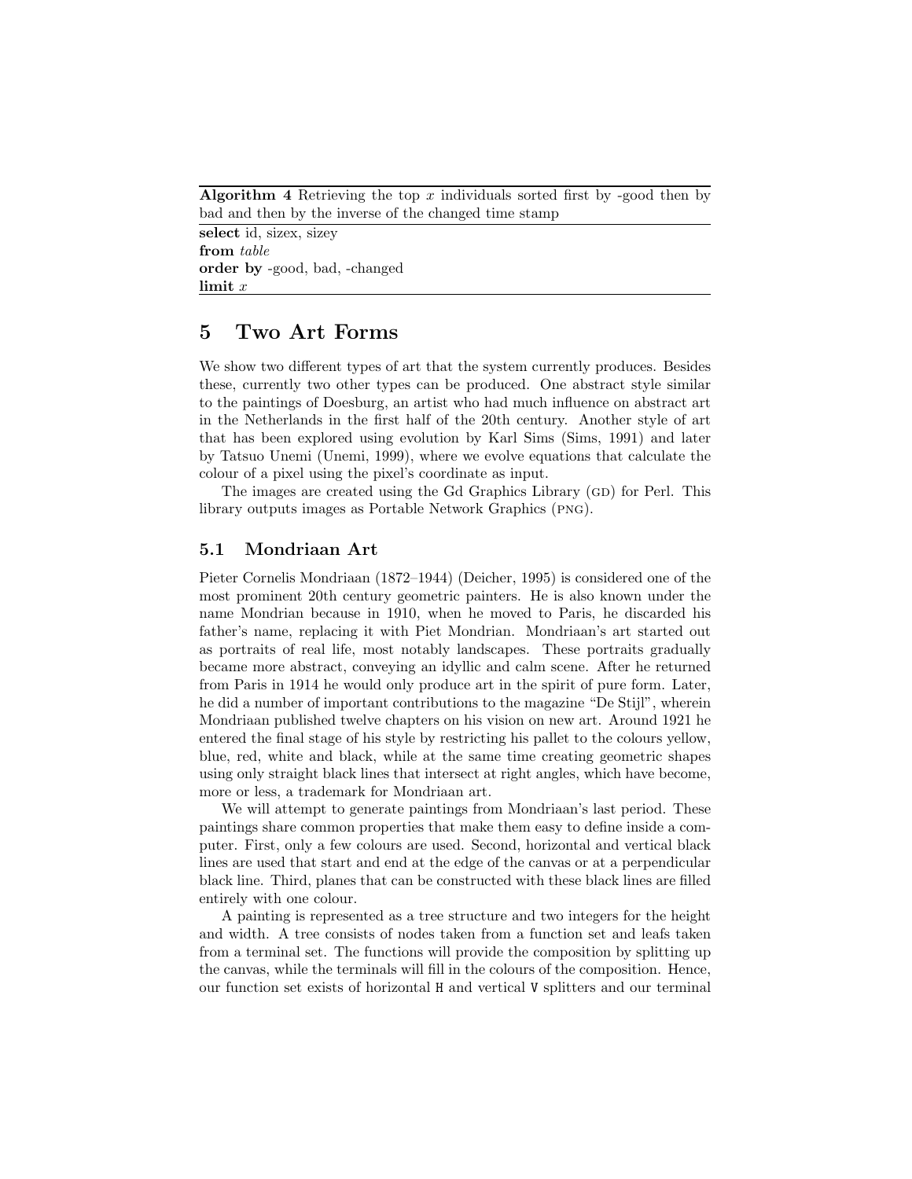**Algorithm 4** Retrieving the top $x$ individuals sorted first by -good then by bad and then by the inverse of the changed time stamp

**select** id, sizex, sizey
**from** *table*
**order by** -good, bad, -changed
**limit** $x$

# 5 Two Art Forms

We show two different types of art that the system currently produces. Besides these, currently two other types can be produced. One abstract style similar to the paintings of Doesburg, an artist who had much influence on abstract art in the Netherlands in the first half of the 20th century. Another style of art that has been explored using evolution by Karl Sims (Sims, 1991) and later by Tatsuo Unemi (Unemi, 1999), where we evolve equations that calculate the colour of a pixel using the pixel's coordinate as input.

The images are created using the Gd Graphics Library (GD) for Perl. This library outputs images as Portable Network Graphics (PNG).

## 5.1 Mondriaan Art

Pieter Cornelis Mondriaan (1872–1944) (Deicher, 1995) is considered one of the most prominent 20th century geometric painters. He is also known under the name Mondrian because in 1910, when he moved to Paris, he discarded his father's name, replacing it with Piet Mondrian. Mondriaan's art started out as portraits of real life, most notably landscapes. These portraits gradually became more abstract, conveying an idyllic and calm scene. After he returned from Paris in 1914 he would only produce art in the spirit of pure form. Later, he did a number of important contributions to the magazine "De Stijl", wherein Mondriaan published twelve chapters on his vision on new art. Around 1921 he entered the final stage of his style by restricting his pallet to the colours yellow, blue, red, white and black, while at the same time creating geometric shapes using only straight black lines that intersect at right angles, which have become, more or less, a trademark for Mondriaan art.

We will attempt to generate paintings from Mondriaan's last period. These paintings share common properties that make them easy to define inside a computer. First, only a few colours are used. Second, horizontal and vertical black lines are used that start and end at the edge of the canvas or at a perpendicular black line. Third, planes that can be constructed with these black lines are filled entirely with one colour.

A painting is represented as a tree structure and two integers for the height and width. A tree consists of nodes taken from a function set and leafs taken from a terminal set. The functions will provide the composition by splitting up the canvas, while the terminals will fill in the colours of the composition. Hence, our function set exists of horizontal `H` and vertical `V` splitters and our terminal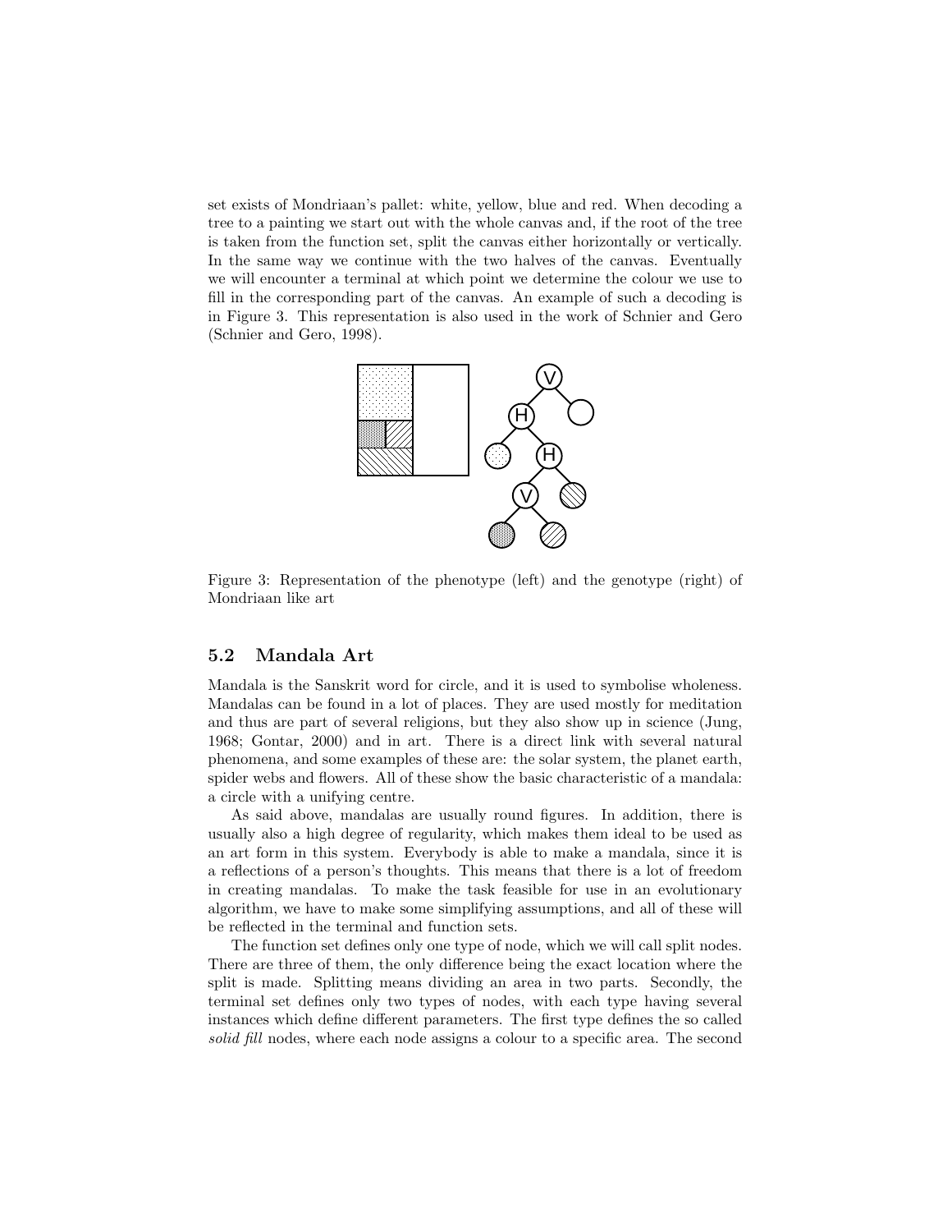set exists of Mondriaan's pallet: white, yellow, blue and red. When decoding a tree to a painting we start out with the whole canvas and, if the root of the tree is taken from the function set, split the canvas either horizontally or vertically. In the same way we continue with the two halves of the canvas. Eventually we will encounter a terminal at which point we determine the colour we use to fill in the corresponding part of the canvas. An example of such a decoding is in Figure 3. This representation is also used in the work of Schnier and Gero (Schnier and Gero, 1998).

Figure 3: Representation of the phenotype (left) and the genotype (right) of Mondriaan like art

## 5.2 Mandala Art

Mandala is the Sanskrit word for circle, and it is used to symbolise wholeness. Mandalas can be found in a lot of places. They are used mostly for meditation and thus are part of several religions, but they also show up in science (Jung, 1968; Gontar, 2000) and in art. There is a direct link with several natural phenomena, and some examples of these are: the solar system, the planet earth, spider webs and flowers. All of these show the basic characteristic of a mandala: a circle with a unifying centre.

As said above, mandalas are usually round figures. In addition, there is usually also a high degree of regularity, which makes them ideal to be used as an art form in this system. Everybody is able to make a mandala, since it is a reflections of a person's thoughts. This means that there is a lot of freedom in creating mandalas. To make the task feasible for use in an evolutionary algorithm, we have to make some simplifying assumptions, and all of these will be reflected in the terminal and function sets.

The function set defines only one type of node, which we will call split nodes. There are three of them, the only difference being the exact location where the split is made. Splitting means dividing an area in two parts. Secondly, the terminal set defines only two types of nodes, with each type having several instances which define different parameters. The first type defines the so called *solid fill* nodes, where each node assigns a colour to a specific area. The second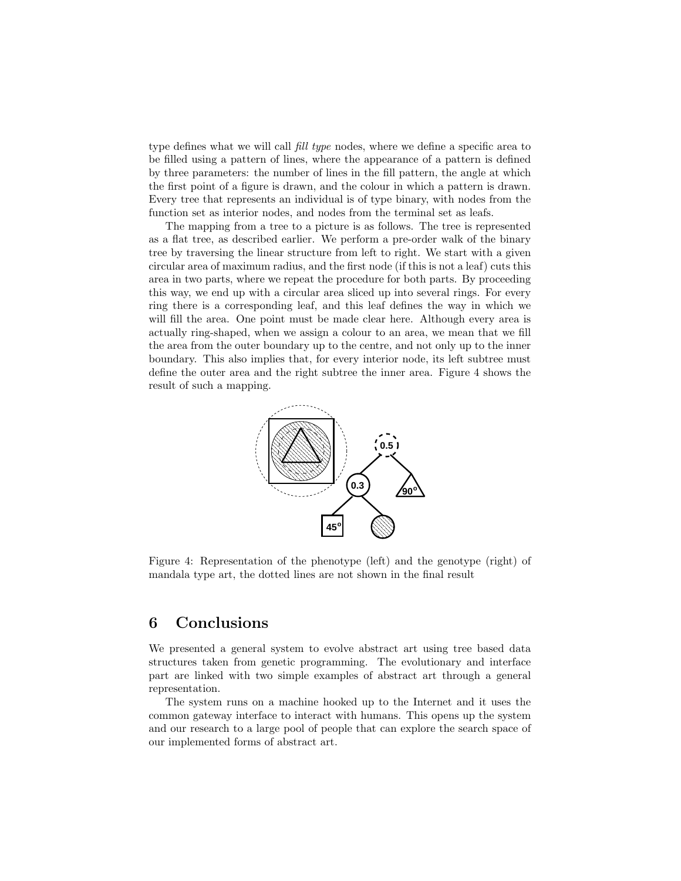type defines what we will call *fill type* nodes, where we define a specific area to be filled using a pattern of lines, where the appearance of a pattern is defined by three parameters: the number of lines in the fill pattern, the angle at which the first point of a figure is drawn, and the colour in which a pattern is drawn. Every tree that represents an individual is of type binary, with nodes from the function set as interior nodes, and nodes from the terminal set as leafs.

The mapping from a tree to a picture is as follows. The tree is represented as a flat tree, as described earlier. We perform a pre-order walk of the binary tree by traversing the linear structure from left to right. We start with a given circular area of maximum radius, and the first node (if this is not a leaf) cuts this area in two parts, where we repeat the procedure for both parts. By proceeding this way, we end up with a circular area sliced up into several rings. For every ring there is a corresponding leaf, and this leaf defines the way in which we will fill the area. One point must be made clear here. Although every area is actually ring-shaped, when we assign a colour to an area, we mean that we fill the area from the outer boundary up to the centre, and not only up to the inner boundary. This also implies that, for every interior node, its left subtree must define the outer area and the right subtree the inner area. Figure 4 shows the result of such a mapping.

Figure 4: Representation of the phenotype (left) and the genotype (right) of mandala type art, the dotted lines are not shown in the final result

## 6 Conclusions

We presented a general system to evolve abstract art using tree based data structures taken from genetic programming. The evolutionary and interface part are linked with two simple examples of abstract art through a general representation.

The system runs on a machine hooked up to the Internet and it uses the common gateway interface to interact with humans. This opens up the system and our research to a large pool of people that can explore the search space of our implemented forms of abstract art.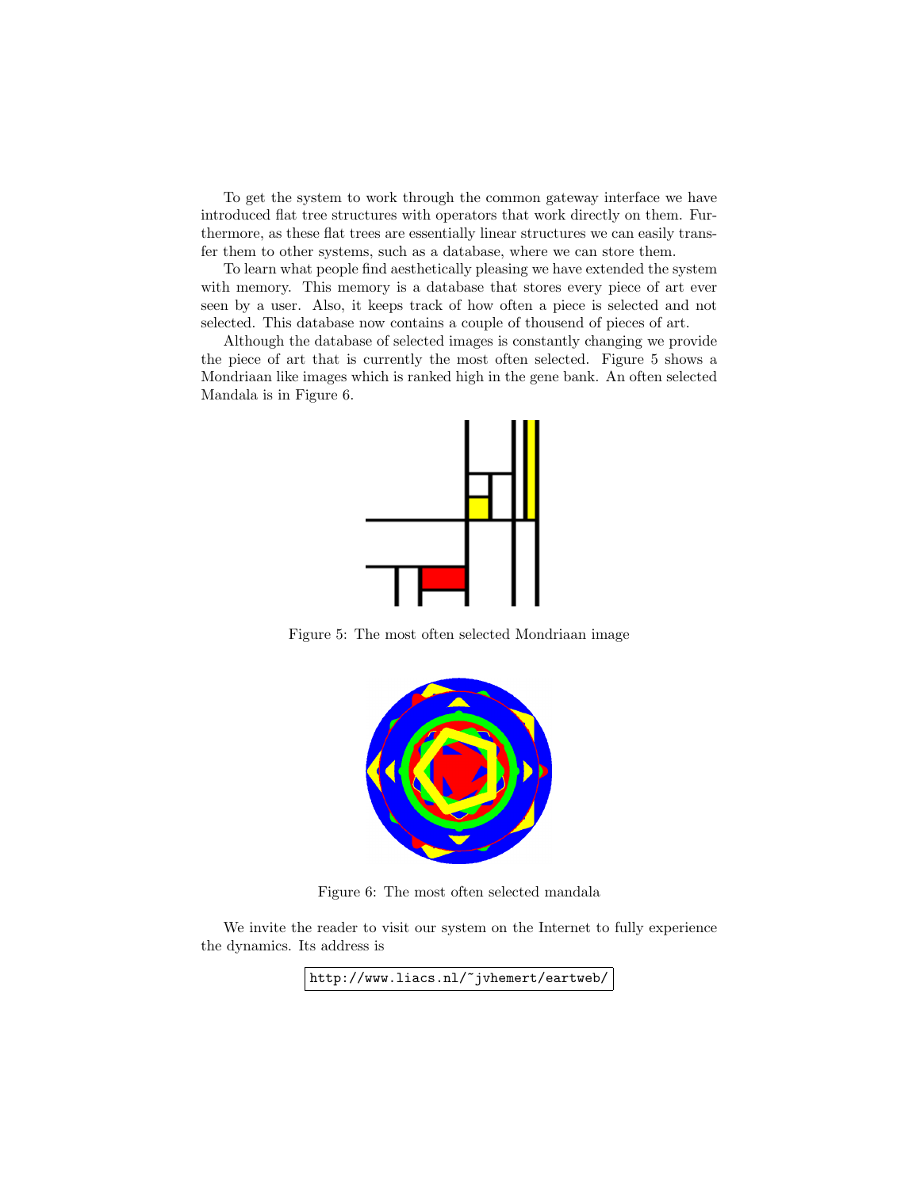To get the system to work through the common gateway interface we have introduced flat tree structures with operators that work directly on them. Furthermore, as these flat trees are essentially linear structures we can easily transfer them to other systems, such as a database, where we can store them.

To learn what people find aesthetically pleasing we have extended the system with memory. This memory is a database that stores every piece of art ever seen by a user. Also, it keeps track of how often a piece is selected and not selected. This database now contains a couple of thousend of pieces of art.

Although the database of selected images is constantly changing we provide the piece of art that is currently the most often selected. Figure 5 shows a Mondriaan like images which is ranked high in the gene bank. An often selected Mandala is in Figure 6.

Figure 5: The most often selected Mondriaan image

Figure 6: The most often selected mandala

We invite the reader to visit our system on the Internet to fully experience the dynamics. Its address is

```
http://www.liacs.nl/~jvhemert/eartweb/
```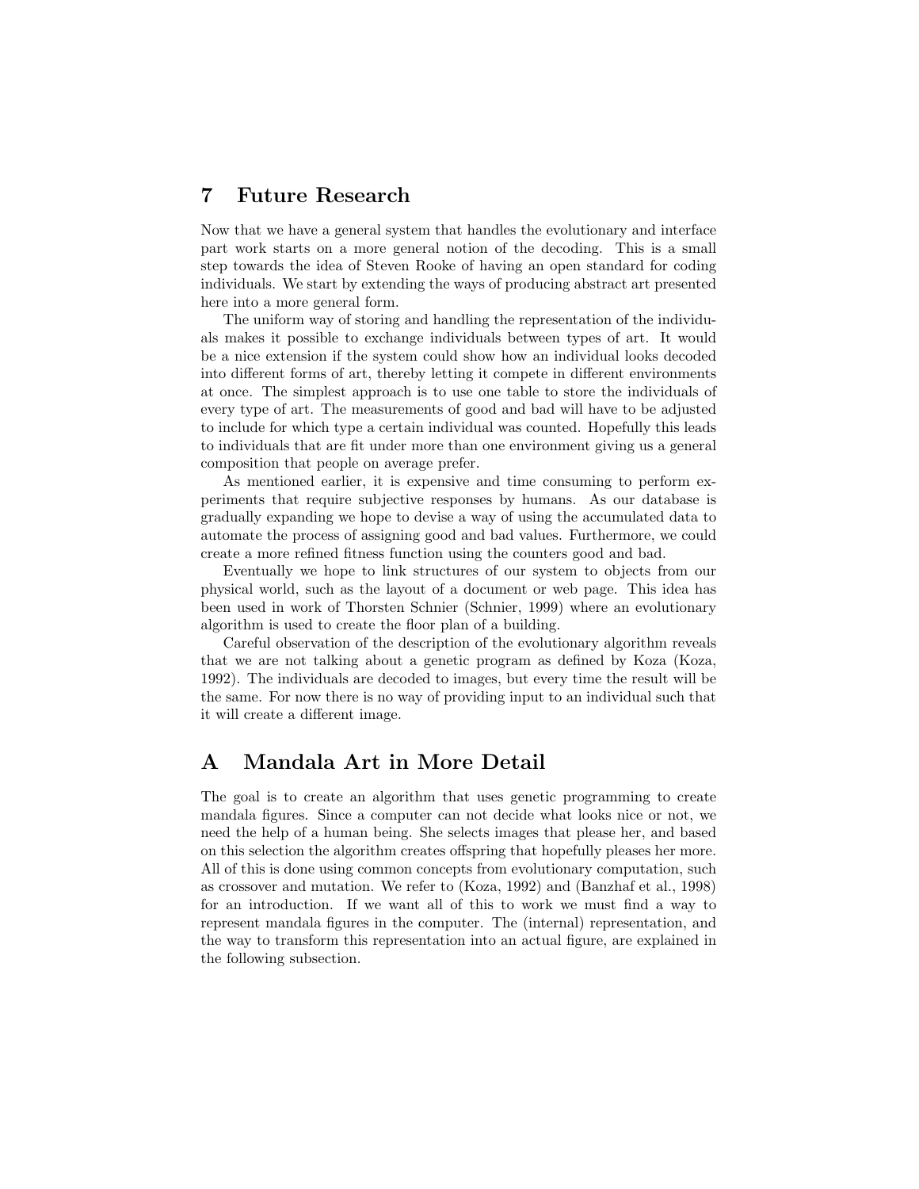# 7 Future Research

Now that we have a general system that handles the evolutionary and interface part work starts on a more general notion of the decoding. This is a small step towards the idea of Steven Rooke of having an open standard for coding individuals. We start by extending the ways of producing abstract art presented here into a more general form.

The uniform way of storing and handling the representation of the individuals makes it possible to exchange individuals between types of art. It would be a nice extension if the system could show how an individual looks decoded into different forms of art, thereby letting it compete in different environments at once. The simplest approach is to use one table to store the individuals of every type of art. The measurements of good and bad will have to be adjusted to include for which type a certain individual was counted. Hopefully this leads to individuals that are fit under more than one environment giving us a general composition that people on average prefer.

As mentioned earlier, it is expensive and time consuming to perform experiments that require subjective responses by humans. As our database is gradually expanding we hope to devise a way of using the accumulated data to automate the process of assigning good and bad values. Furthermore, we could create a more refined fitness function using the counters good and bad.

Eventually we hope to link structures of our system to objects from our physical world, such as the layout of a document or web page. This idea has been used in work of Thorsten Schnier (Schnier, 1999) where an evolutionary algorithm is used to create the floor plan of a building.

Careful observation of the description of the evolutionary algorithm reveals that we are not talking about a genetic program as defined by Koza (Koza, 1992). The individuals are decoded to images, but every time the result will be the same. For now there is no way of providing input to an individual such that it will create a different image.

# A Mandala Art in More Detail

The goal is to create an algorithm that uses genetic programming to create mandala figures. Since a computer can not decide what looks nice or not, we need the help of a human being. She selects images that please her, and based on this selection the algorithm creates offspring that hopefully pleases her more. All of this is done using common concepts from evolutionary computation, such as crossover and mutation. We refer to (Koza, 1992) and (Banzhaf et al., 1998) for an introduction. If we want all of this to work we must find a way to represent mandala figures in the computer. The (internal) representation, and the way to transform this representation into an actual figure, are explained in the following subsection.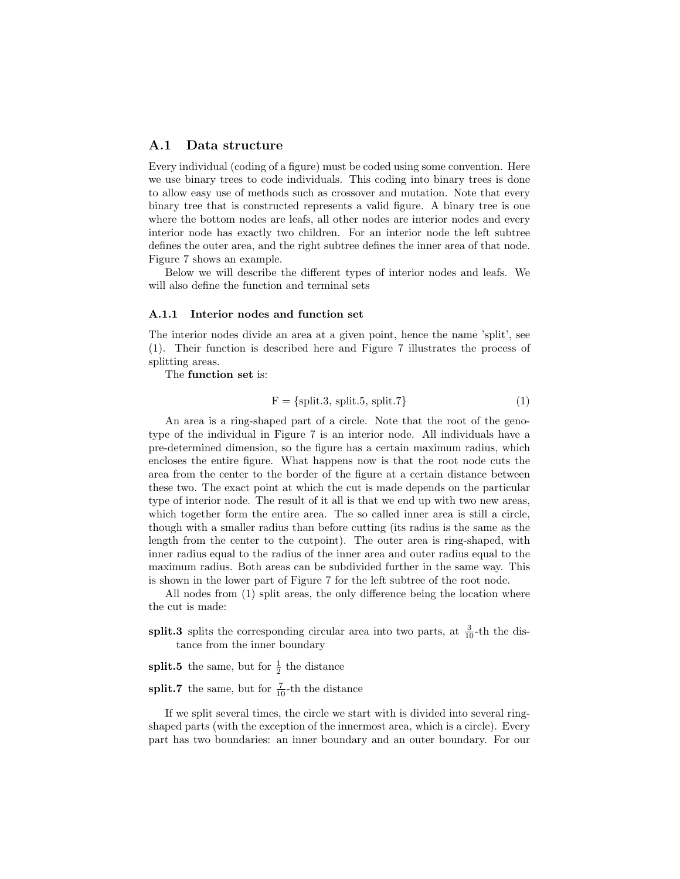## A.1 Data structure

Every individual (coding of a figure) must be coded using some convention. Here we use binary trees to code individuals. This coding into binary trees is done to allow easy use of methods such as crossover and mutation. Note that every binary tree that is constructed represents a valid figure. A binary tree is one where the bottom nodes are leafs, all other nodes are interior nodes and every interior node has exactly two children. For an interior node the left subtree defines the outer area, and the right subtree defines the inner area of that node. Figure 7 shows an example.

Below we will describe the different types of interior nodes and leafs. We will also define the function and terminal sets

### A.1.1 Interior nodes and function set

The interior nodes divide an area at a given point, hence the name 'split', see (1). Their function is described here and Figure 7 illustrates the process of splitting areas.

The **function set** is:

$$\text{F} = \{\text{split.3, split.5, split.7}\} \tag{1}$$

An area is a ring-shaped part of a circle. Note that the root of the genotype of the individual in Figure 7 is an interior node. All individuals have a pre-determined dimension, so the figure has a certain maximum radius, which encloses the entire figure. What happens now is that the root node cuts the area from the center to the border of the figure at a certain distance between these two. The exact point at which the cut is made depends on the particular type of interior node. The result of it all is that we end up with two new areas, which together form the entire area. The so called inner area is still a circle, though with a smaller radius than before cutting (its radius is the same as the length from the center to the cutpoint). The outer area is ring-shaped, with inner radius equal to the radius of the inner area and outer radius equal to the maximum radius. Both areas can be subdivided further in the same way. This is shown in the lower part of Figure 7 for the left subtree of the root node.

All nodes from (1) split areas, the only difference being the location where the cut is made:

**split.3** splits the corresponding circular area into two parts, at $\frac{3}{10}$-th the distance from the inner boundary

**split.5** the same, but for $\frac{1}{2}$ the distance

**split.7** the same, but for $\frac{7}{10}$-th the distance

If we split several times, the circle we start with is divided into several ring-shaped parts (with the exception of the innermost area, which is a circle). Every part has two boundaries: an inner boundary and an outer boundary. For our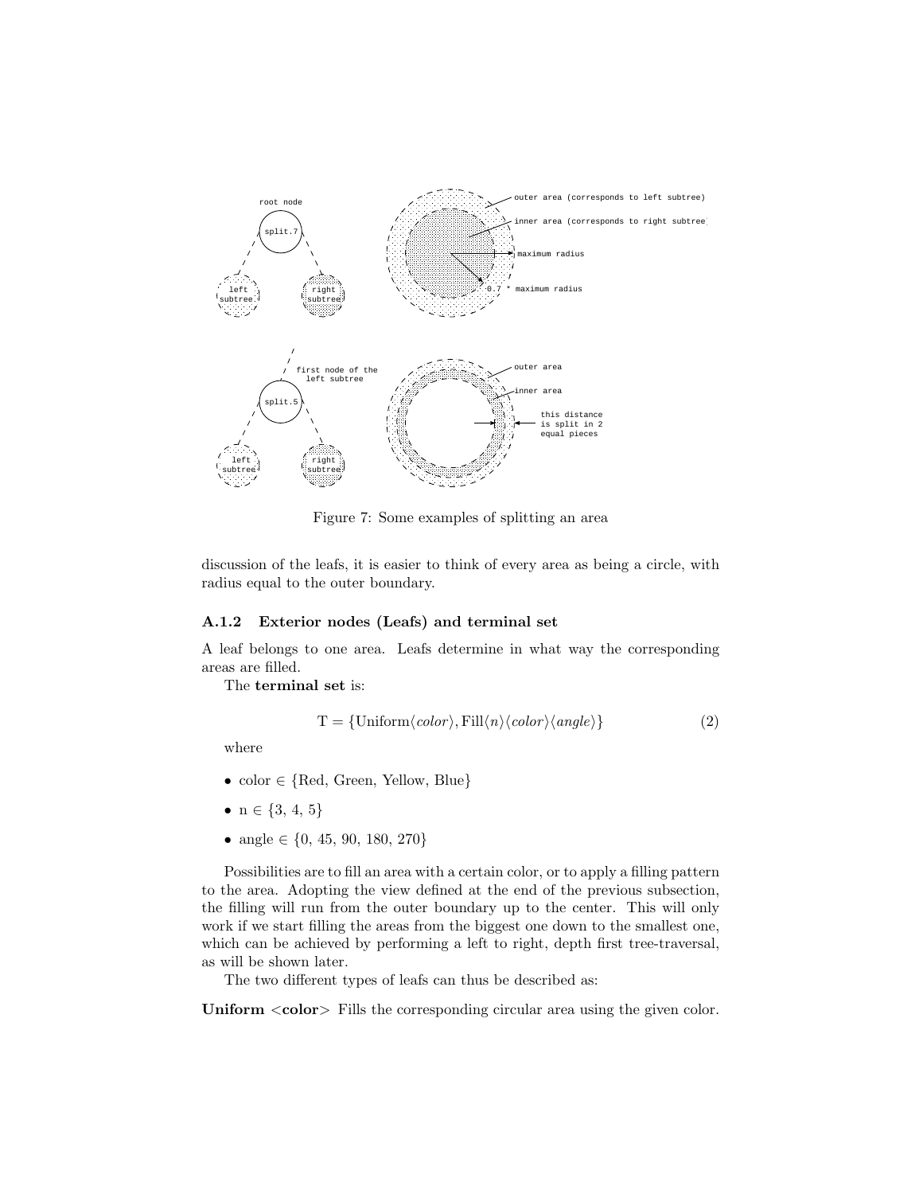Figure 7: Some examples of splitting an area

discussion of the leafs, it is easier to think of every area as being a circle, with radius equal to the outer boundary.

### A.1.2 Exterior nodes (Leafs) and terminal set

A leaf belongs to one area. Leafs determine in what way the corresponding areas are filled.

The **terminal set** is:

$$\mathrm{T} = \{\mathrm{Uniform}\langle color\rangle, \mathrm{Fill}\langle n\rangle\langle color\rangle\langle angle\rangle\} \tag{2}$$

where

- color ∈ {Red, Green, Yellow, Blue}
- n ∈ {3, 4, 5}
- angle ∈ {0, 45, 90, 180, 270}

Possibilities are to fill an area with a certain color, or to apply a filling pattern to the area. Adopting the view defined at the end of the previous subsection, the filling will run from the outer boundary up to the center. This will only work if we start filling the areas from the biggest one down to the smallest one, which can be achieved by performing a left to right, depth first tree-traversal, as will be shown later.

The two different types of leafs can thus be described as:

**Uniform <color>** Fills the corresponding circular area using the given color.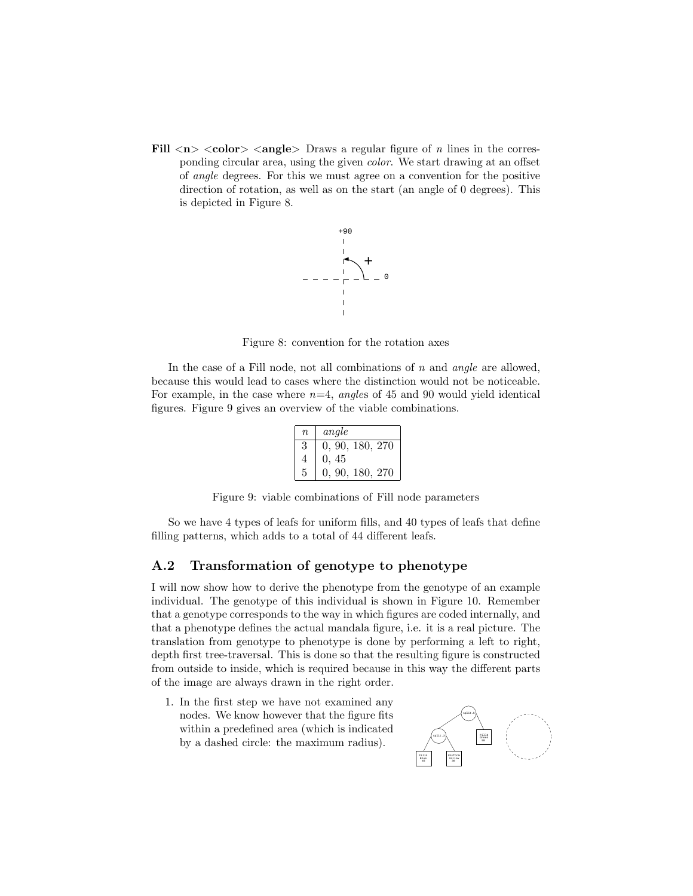**Fill <n> <color> <angle>** Draws a regular figure of $n$ lines in the corresponding circular area, using the given *color*. We start drawing at an offset of *angle* degrees. For this we must agree on a convention for the positive direction of rotation, as well as on the start (an angle of 0 degrees). This is depicted in Figure 8.

Figure 8: convention for the rotation axes

In the case of a Fill node, not all combinations of $n$ and *angle* are allowed, because this would lead to cases where the distinction would not be noticeable. For example, in the case where $n$=4, *angle*s of 45 and 90 would yield identical figures. Figure 9 gives an overview of the viable combinations.

| $n$ | *angle* |
|---|---|
| 3 | 0, 90, 180, 270 |
| 4 | 0, 45 |
| 5 | 0, 90, 180, 270 |

Figure 9: viable combinations of Fill node parameters

So we have 4 types of leafs for uniform fills, and 40 types of leafs that define filling patterns, which adds to a total of 44 different leafs.

## A.2 Transformation of genotype to phenotype

I will now show how to derive the phenotype from the genotype of an example individual. The genotype of this individual is shown in Figure 10. Remember that a genotype corresponds to the way in which figures are coded internally, and that a phenotype defines the actual mandala figure, i.e. it is a real picture. The translation from genotype to phenotype is done by performing a left to right, depth first tree-traversal. This is done so that the resulting figure is constructed from outside to inside, which is required because in this way the different parts of the image are always drawn in the right order.

1. In the first step we have not examined any nodes. We know however that the figure fits within a predefined area (which is indicated by a dashed circle: the maximum radius).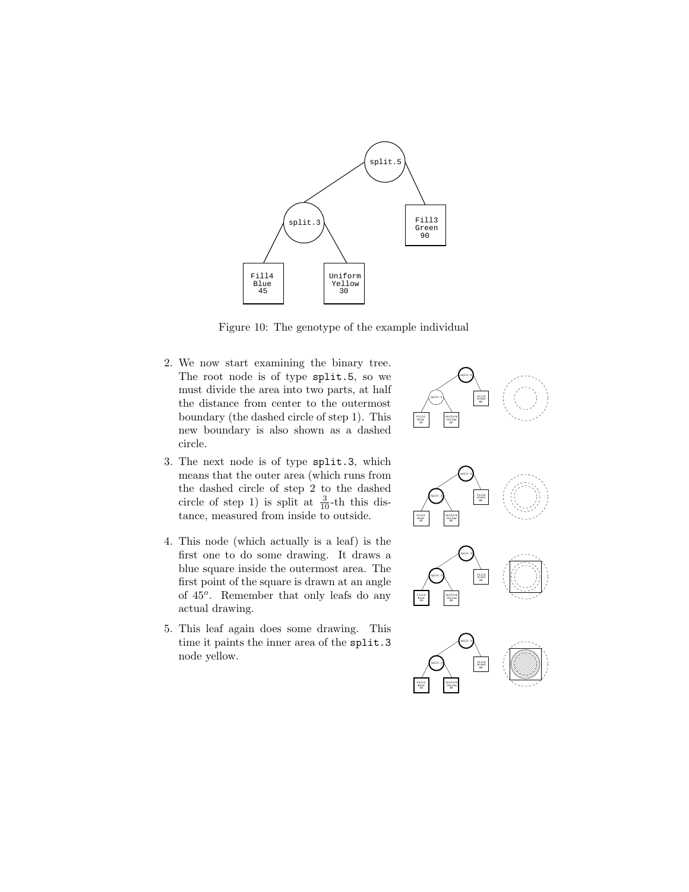Figure 10: The genotype of the example individual

2. We now start examining the binary tree. The root node is of type `split.5`, so we must divide the area into two parts, at half the distance from center to the outermost boundary (the dashed circle of step 1). This new boundary is also shown as a dashed circle.

3. The next node is of type `split.3`, which means that the outer area (which runs from the dashed circle of step 2 to the dashed circle of step 1) is split at $\frac{3}{10}$-th this distance, measured from inside to outside.

4. This node (which actually is a leaf) is the first one to do some drawing. It draws a blue square inside the outermost area. The first point of the square is drawn at an angle of $45^o$. Remember that only leafs do any actual drawing.

5. This leaf again does some drawing. This time it paints the inner area of the `split.3` node yellow.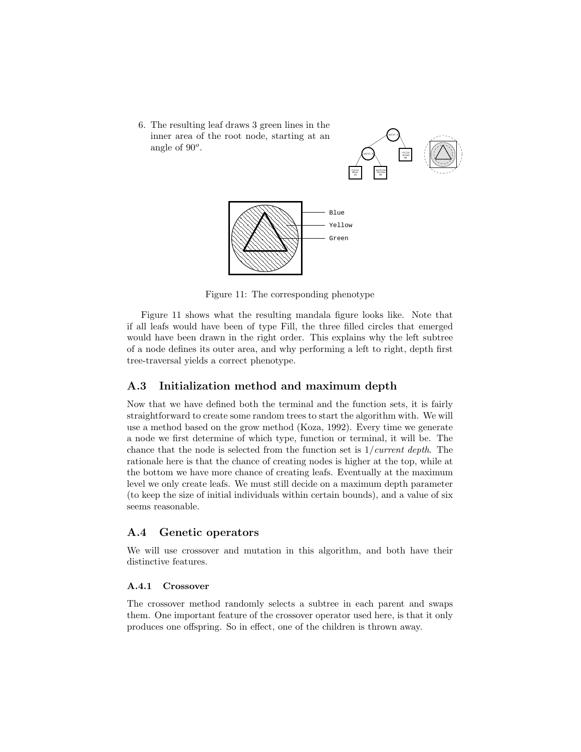6. The resulting leaf draws 3 green lines in the inner area of the root node, starting at an angle of $90^o$.

Figure 11: The corresponding phenotype

Figure 11 shows what the resulting mandala figure looks like. Note that if all leafs would have been of type Fill, the three filled circles that emerged would have been drawn in the right order. This explains why the left subtree of a node defines its outer area, and why performing a left to right, depth first tree-traversal yields a correct phenotype.

## A.3 Initialization method and maximum depth

Now that we have defined both the terminal and the function sets, it is fairly straightforward to create some random trees to start the algorithm with. We will use a method based on the grow method (Koza, 1992). Every time we generate a node we first determine of which type, function or terminal, it will be. The chance that the node is selected from the function set is $1/\textit{current depth}$. The rationale here is that the chance of creating nodes is higher at the top, while at the bottom we have more chance of creating leafs. Eventually at the maximum level we only create leafs. We must still decide on a maximum depth parameter (to keep the size of initial individuals within certain bounds), and a value of six seems reasonable.

## A.4 Genetic operators

We will use crossover and mutation in this algorithm, and both have their distinctive features.

### A.4.1 Crossover

The crossover method randomly selects a subtree in each parent and swaps them. One important feature of the crossover operator used here, is that it only produces one offspring. So in effect, one of the children is thrown away.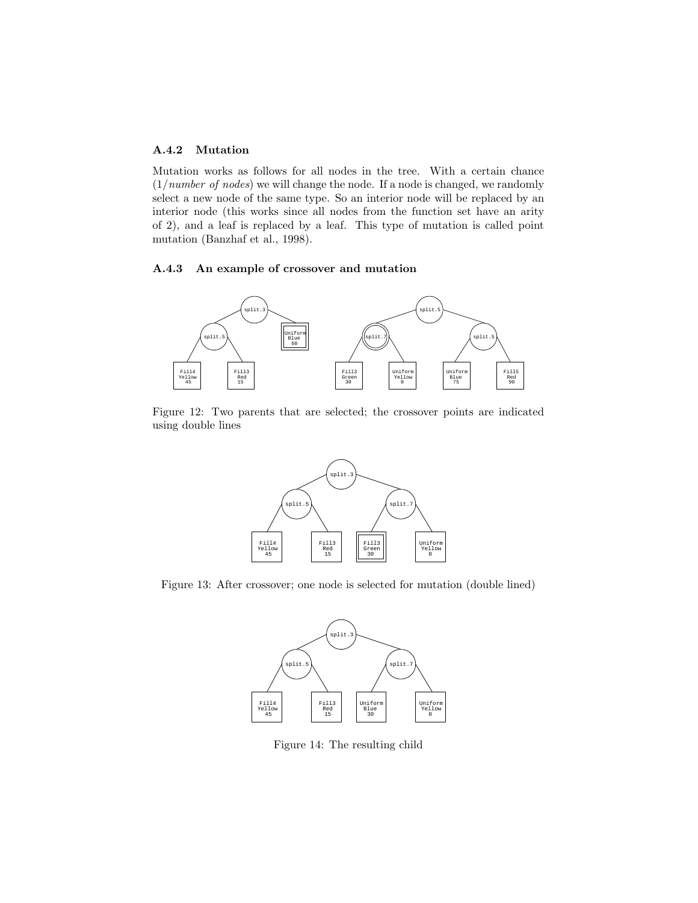### A.4.2 Mutation

Mutation works as follows for all nodes in the tree. With a certain chance (1/*number of nodes*) we will change the node. If a node is changed, we randomly select a new node of the same type. So an interior node will be replaced by an interior node (this works since all nodes from the function set have an arity of 2), and a leaf is replaced by a leaf. This type of mutation is called point mutation (Banzhaf et al., 1998).

### A.4.3 An example of crossover and mutation

Figure 12: Two parents that are selected; the crossover points are indicated using double lines

Figure 13: After crossover; one node is selected for mutation (double lined)

Figure 14: The resulting child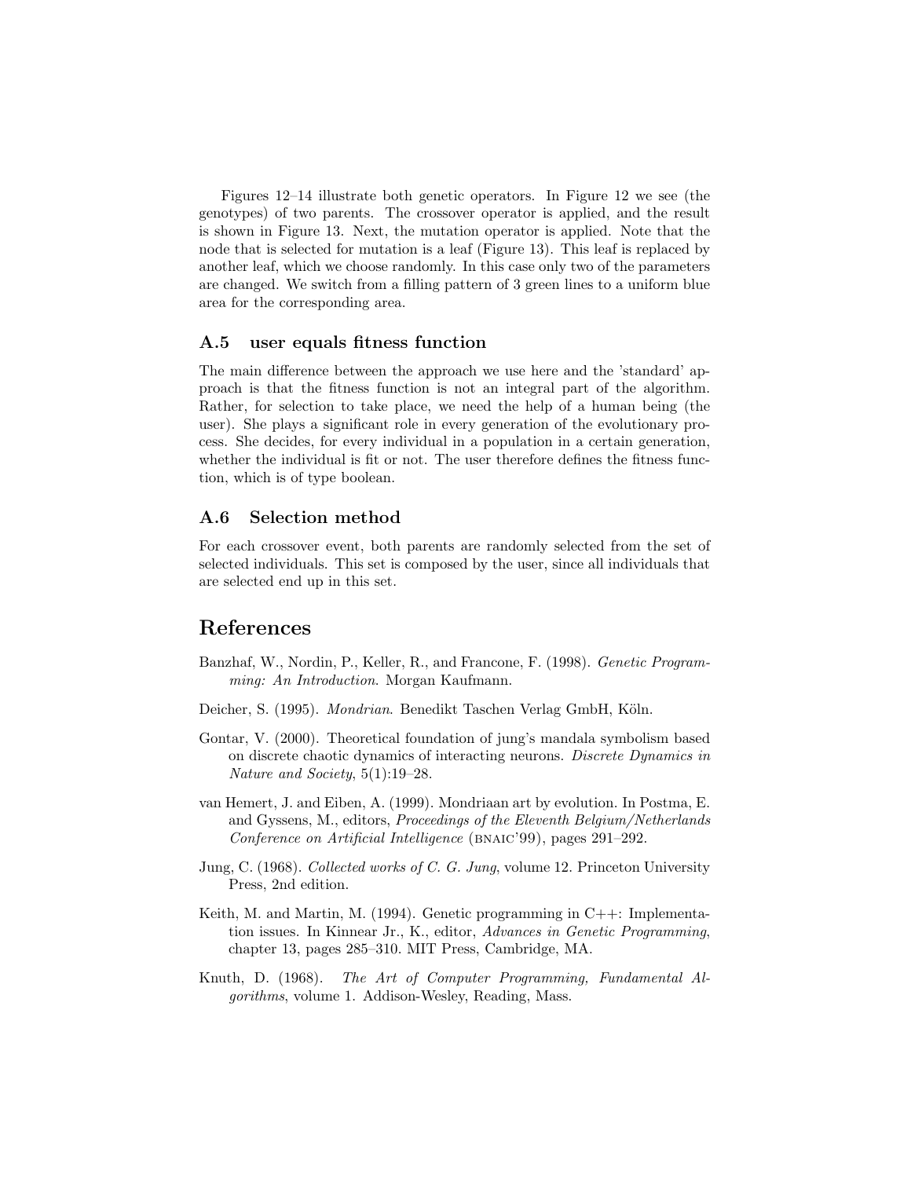Figures 12–14 illustrate both genetic operators. In Figure 12 we see (the genotypes) of two parents. The crossover operator is applied, and the result is shown in Figure 13. Next, the mutation operator is applied. Note that the node that is selected for mutation is a leaf (Figure 13). This leaf is replaced by another leaf, which we choose randomly. In this case only two of the parameters are changed. We switch from a filling pattern of 3 green lines to a uniform blue area for the corresponding area.

### A.5 user equals fitness function

The main difference between the approach we use here and the 'standard' approach is that the fitness function is not an integral part of the algorithm. Rather, for selection to take place, we need the help of a human being (the user). She plays a significant role in every generation of the evolutionary process. She decides, for every individual in a population in a certain generation, whether the individual is fit or not. The user therefore defines the fitness function, which is of type boolean.

### A.6 Selection method

For each crossover event, both parents are randomly selected from the set of selected individuals. This set is composed by the user, since all individuals that are selected end up in this set.

## References

Banzhaf, W., Nordin, P., Keller, R., and Francone, F. (1998). *Genetic Programming: An Introduction*. Morgan Kaufmann.

Deicher, S. (1995). *Mondrian*. Benedikt Taschen Verlag GmbH, Köln.

Gontar, V. (2000). Theoretical foundation of jung's mandala symbolism based on discrete chaotic dynamics of interacting neurons. *Discrete Dynamics in Nature and Society*, 5(1):19–28.

van Hemert, J. and Eiben, A. (1999). Mondriaan art by evolution. In Postma, E. and Gyssens, M., editors, *Proceedings of the Eleventh Belgium/Netherlands Conference on Artificial Intelligence* (BNAIC'99), pages 291–292.

Jung, C. (1968). *Collected works of C. G. Jung*, volume 12. Princeton University Press, 2nd edition.

Keith, M. and Martin, M. (1994). Genetic programming in C++: Implementation issues. In Kinnear Jr., K., editor, *Advances in Genetic Programming*, chapter 13, pages 285–310. MIT Press, Cambridge, MA.

Knuth, D. (1968). *The Art of Computer Programming, Fundamental Algorithms*, volume 1. Addison-Wesley, Reading, Mass.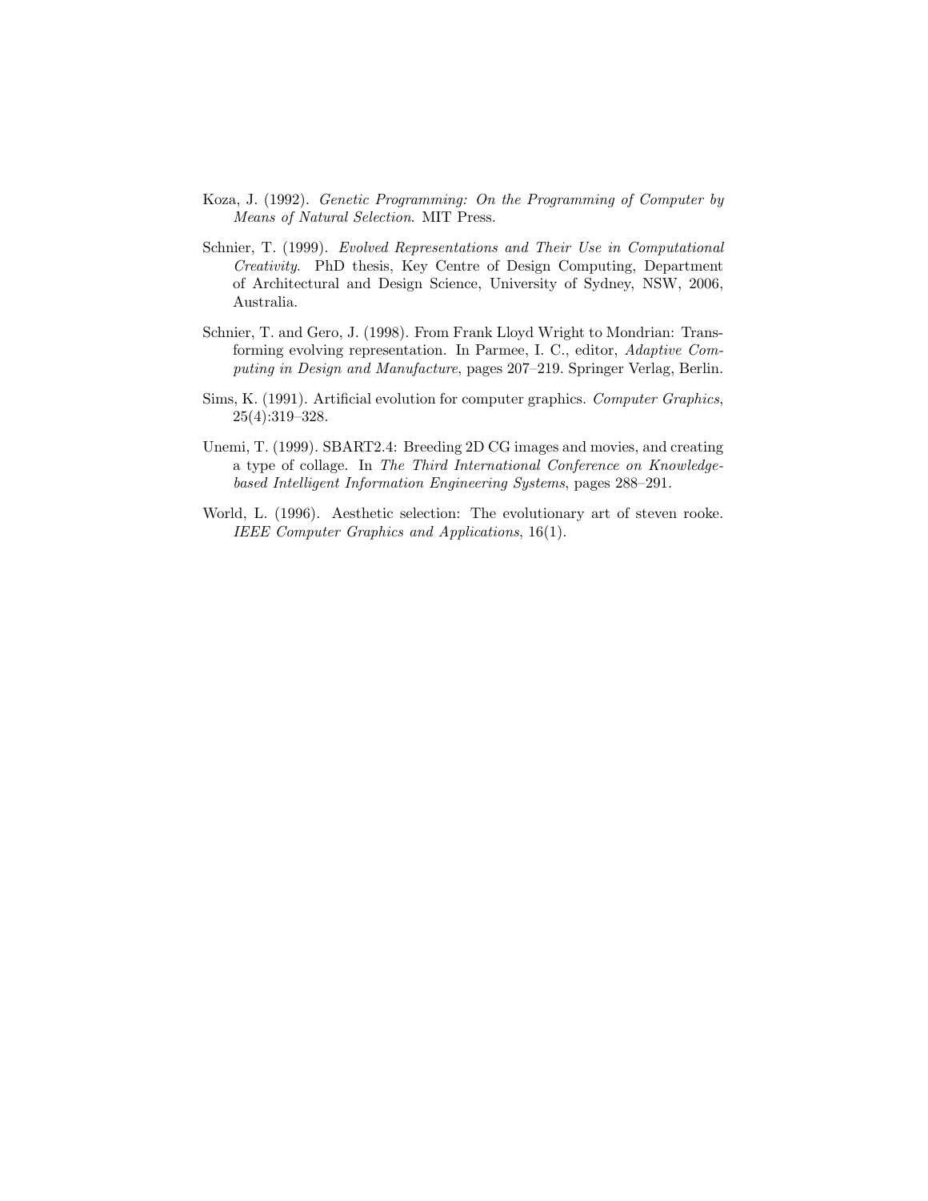Koza, J. (1992). *Genetic Programming: On the Programming of Computer by Means of Natural Selection*. MIT Press.

Schnier, T. (1999). *Evolved Representations and Their Use in Computational Creativity*. PhD thesis, Key Centre of Design Computing, Department of Architectural and Design Science, University of Sydney, NSW, 2006, Australia.

Schnier, T. and Gero, J. (1998). From Frank Lloyd Wright to Mondrian: Transforming evolving representation. In Parmee, I. C., editor, *Adaptive Computing in Design and Manufacture*, pages 207–219. Springer Verlag, Berlin.

Sims, K. (1991). Artificial evolution for computer graphics. *Computer Graphics*, 25(4):319–328.

Unemi, T. (1999). SBART2.4: Breeding 2D CG images and movies, and creating a type of collage. In *The Third International Conference on Knowledge-based Intelligent Information Engineering Systems*, pages 288–291.

World, L. (1996). Aesthetic selection: The evolutionary art of steven rooke. *IEEE Computer Graphics and Applications*, 16(1).